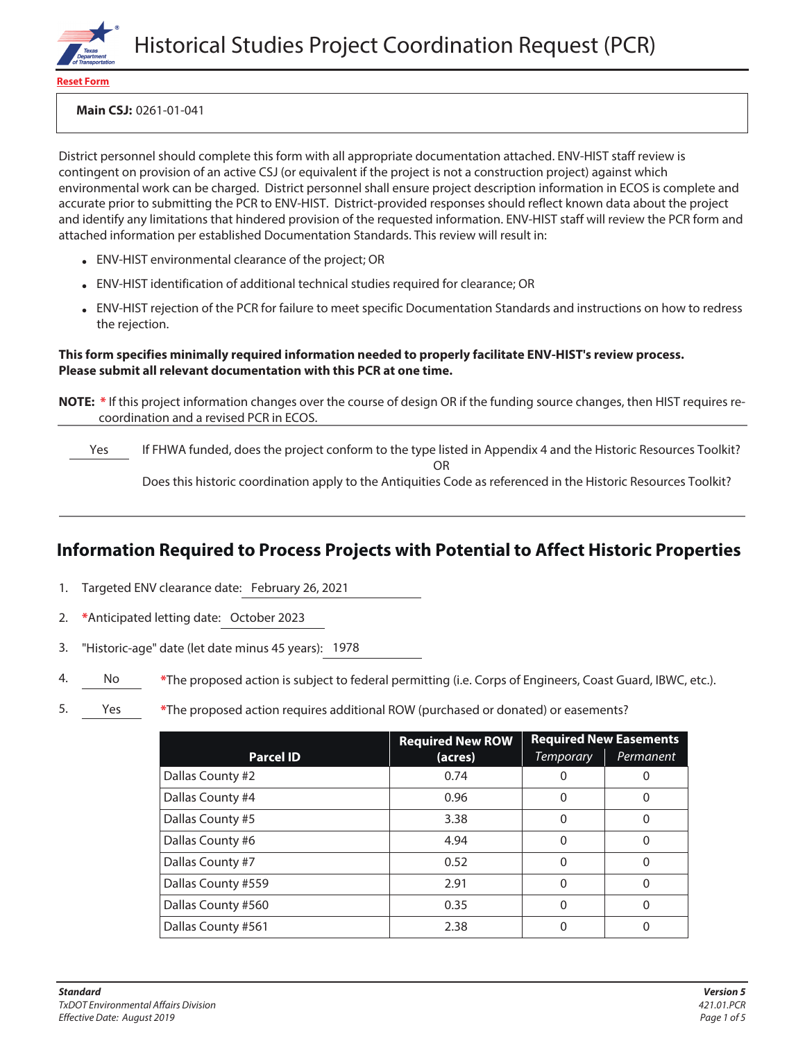# Historical Studies Project Coordination Request (PCR)

Reset Form

**Main CSJ:** 0261-01-041

District personnel should complete this form with all appropriate documentation attached. ENV-HIST staff review is contingent on provision of an active CSJ (or equivalent if the project is not a construction project) against which environmental work can be charged. District personnel shall ensure project description information in ECOS is complete and accurate prior to submitting the PCR to ENV-HIST. District-provided responses should reflect known data about the project and identify any limitations that hindered provision of the requested information. ENV-HIST staff will review the PCR form and attached information per established Documentation Standards. This review will result in:

- ENV-HIST environmental clearance of the project; OR
- ENV-HIST identification of additional technical studies required for clearance; OR
- ENV-HIST rejection of the PCR for failure to meet specific Documentation Standards and instructions on how to redress the rejection.

**This form specifies minimally required information needed to properly facilitate ENV-HIST's review process. Please submit all relevant documentation with this PCR at one time.**

**NOTE:** * If this project information changes over the course of design OR if the funding source changes, then HIST requires re-coordination and a revised PCR in ECOS.

Yes — If FHWA funded, does the project conform to the type listed in Appendix 4 and the Historic Resources Toolkit?
OR
Does this historic coordination apply to the Antiquities Code as referenced in the Historic Resources Toolkit?

## Information Required to Process Projects with Potential to Affect Historic Properties

1. Targeted ENV clearance date: February 26, 2021
2. *Anticipated letting date: October 2023
3. "Historic-age" date (let date minus 45 years): 1978
4. No — *The proposed action is subject to federal permitting (i.e. Corps of Engineers, Coast Guard, IBWC, etc.).
5. Yes — *The proposed action requires additional ROW (purchased or donated) or easements?

| Parcel ID | Required New ROW (acres) | Required New Easements | |
|---|---|---|---|
| | | *Temporary* | *Permanent* |
| Dallas County #2 | 0.74 | 0 | 0 |
| Dallas County #4 | 0.96 | 0 | 0 |
| Dallas County #5 | 3.38 | 0 | 0 |
| Dallas County #6 | 4.94 | 0 | 0 |
| Dallas County #7 | 0.52 | 0 | 0 |
| Dallas County #559 | 2.91 | 0 | 0 |
| Dallas County #560 | 0.35 | 0 | 0 |
| Dallas County #561 | 2.38 | 0 | 0 |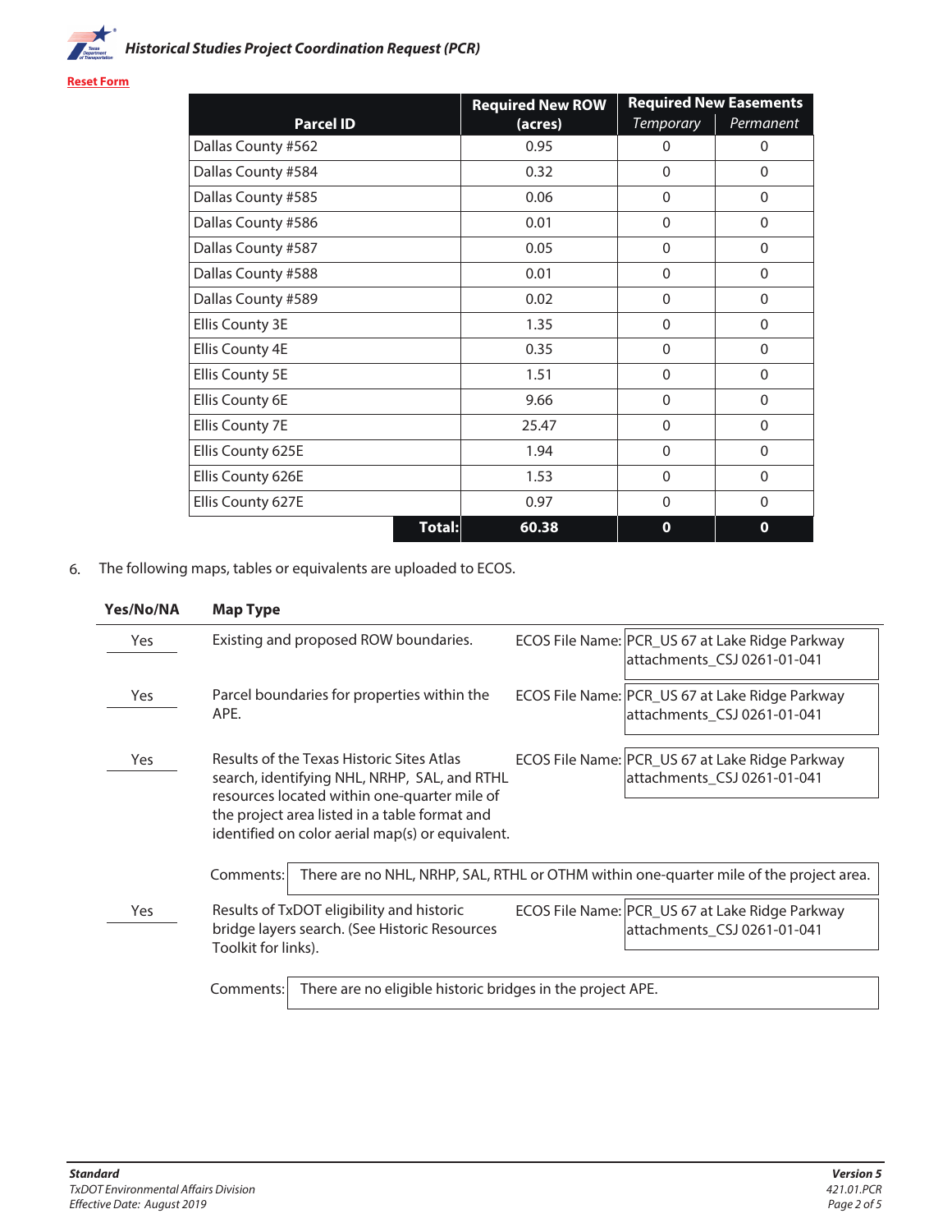| Parcel ID | Required New ROW (acres) | Required New Easements | |
|---|---|---|---|
| | | *Temporary* | *Permanent* |
| Dallas County #562 | 0.95 | 0 | 0 |
| Dallas County #584 | 0.32 | 0 | 0 |
| Dallas County #585 | 0.06 | 0 | 0 |
| Dallas County #586 | 0.01 | 0 | 0 |
| Dallas County #587 | 0.05 | 0 | 0 |
| Dallas County #588 | 0.01 | 0 | 0 |
| Dallas County #589 | 0.02 | 0 | 0 |
| Ellis County 3E | 1.35 | 0 | 0 |
| Ellis County 4E | 0.35 | 0 | 0 |
| Ellis County 5E | 1.51 | 0 | 0 |
| Ellis County 6E | 9.66 | 0 | 0 |
| Ellis County 7E | 25.47 | 0 | 0 |
| Ellis County 625E | 1.94 | 0 | 0 |
| Ellis County 626E | 1.53 | 0 | 0 |
| Ellis County 627E | 0.97 | 0 | 0 |
| **Total:** | **60.38** | **0** | **0** |

6. The following maps, tables or equivalents are uploaded to ECOS.

| Yes/No/NA | Map Type | ECOS File Name |
|---|---|---|
| Yes | Existing and proposed ROW boundaries. | PCR_US 67 at Lake Ridge Parkway attachments_CSJ 0261-01-041 |
| Yes | Parcel boundaries for properties within the APE. | PCR_US 67 at Lake Ridge Parkway attachments_CSJ 0261-01-041 |
| Yes | Results of the Texas Historic Sites Atlas search, identifying NHL, NRHP, SAL, and RTHL resources located within one-quarter mile of the project area listed in a table format and identified on color aerial map(s) or equivalent. | PCR_US 67 at Lake Ridge Parkway attachments_CSJ 0261-01-041 |

Comments: There are no NHL, NRHP, SAL, RTHL or OTHM within one-quarter mile of the project area.

| Yes/No/NA | Map Type | ECOS File Name |
|---|---|---|
| Yes | Results of TxDOT eligibility and historic bridge layers search. (See Historic Resources Toolkit for links). | PCR_US 67 at Lake Ridge Parkway attachments_CSJ 0261-01-041 |

Comments: There are no eligible historic bridges in the project APE.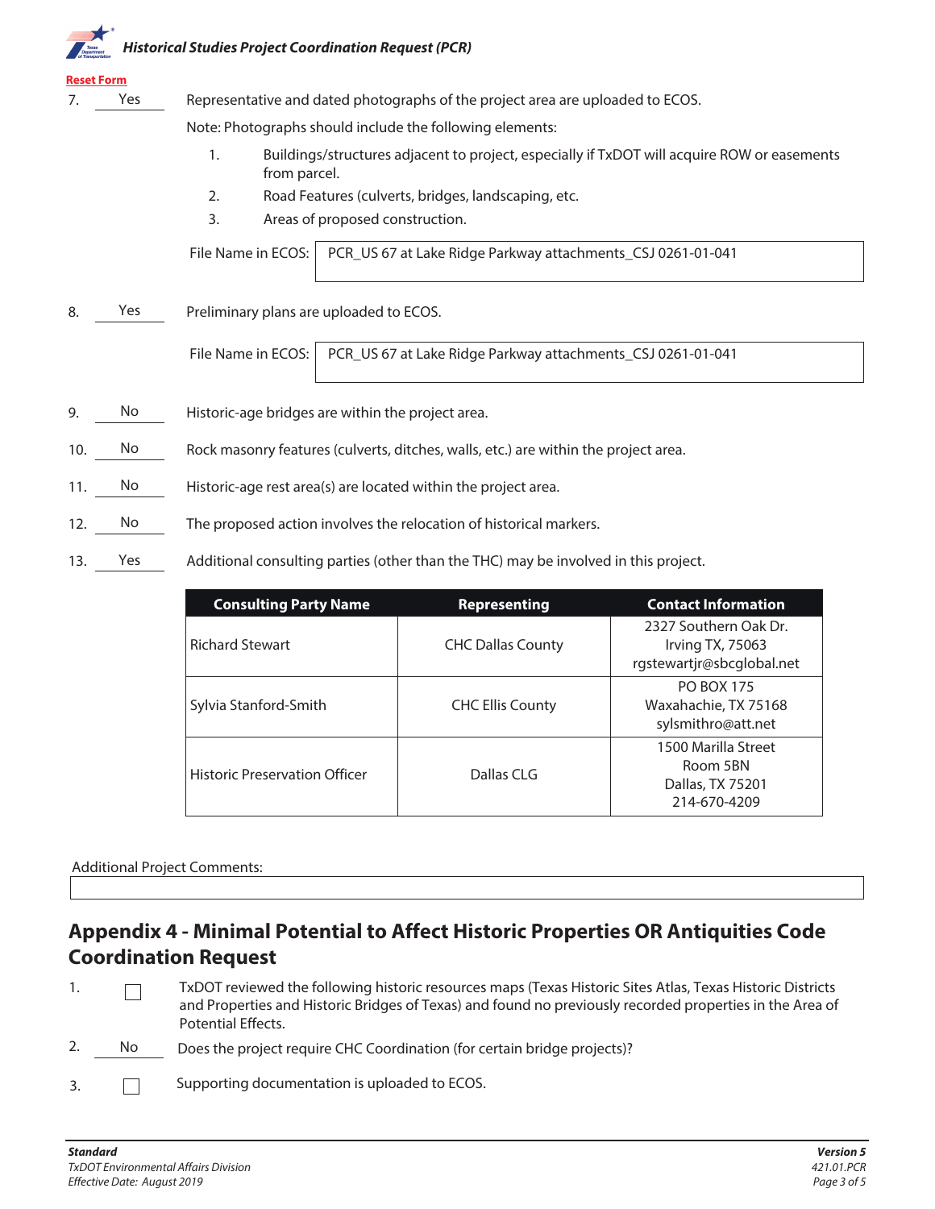Reset Form

7. Yes — Representative and dated photographs of the project area are uploaded to ECOS.

   Note: Photographs should include the following elements:

   1. Buildings/structures adjacent to project, especially if TxDOT will acquire ROW or easements from parcel.
   2. Road Features (culverts, bridges, landscaping, etc.
   3. Areas of proposed construction.

   File Name in ECOS: PCR_US 67 at Lake Ridge Parkway attachments_CSJ 0261-01-041

8. Yes — Preliminary plans are uploaded to ECOS.

   File Name in ECOS: PCR_US 67 at Lake Ridge Parkway attachments_CSJ 0261-01-041

9. No — Historic-age bridges are within the project area.

10. No — Rock masonry features (culverts, ditches, walls, etc.) are within the project area.

11. No — Historic-age rest area(s) are located within the project area.

12. No — The proposed action involves the relocation of historical markers.

13. Yes — Additional consulting parties (other than the THC) may be involved in this project.

| Consulting Party Name | Representing | Contact Information |
|---|---|---|
| Richard Stewart | CHC Dallas County | 2327 Southern Oak Dr.<br>Irving TX, 75063<br>rgstewartjr@sbcglobal.net |
| Sylvia Stanford-Smith | CHC Ellis County | PO BOX 175<br>Waxahachie, TX 75168<br>sylsmithro@att.net |
| Historic Preservation Officer | Dallas CLG | 1500 Marilla Street<br>Room 5BN<br>Dallas, TX 75201<br>214-670-4209 |

Additional Project Comments:

## Appendix 4 - Minimal Potential to Affect Historic Properties OR Antiquities Code Coordination Request

1. ☐ TxDOT reviewed the following historic resources maps (Texas Historic Sites Atlas, Texas Historic Districts and Properties and Historic Bridges of Texas) and found no previously recorded properties in the Area of Potential Effects.

2. No — Does the project require CHC Coordination (for certain bridge projects)?

3. ☐ Supporting documentation is uploaded to ECOS.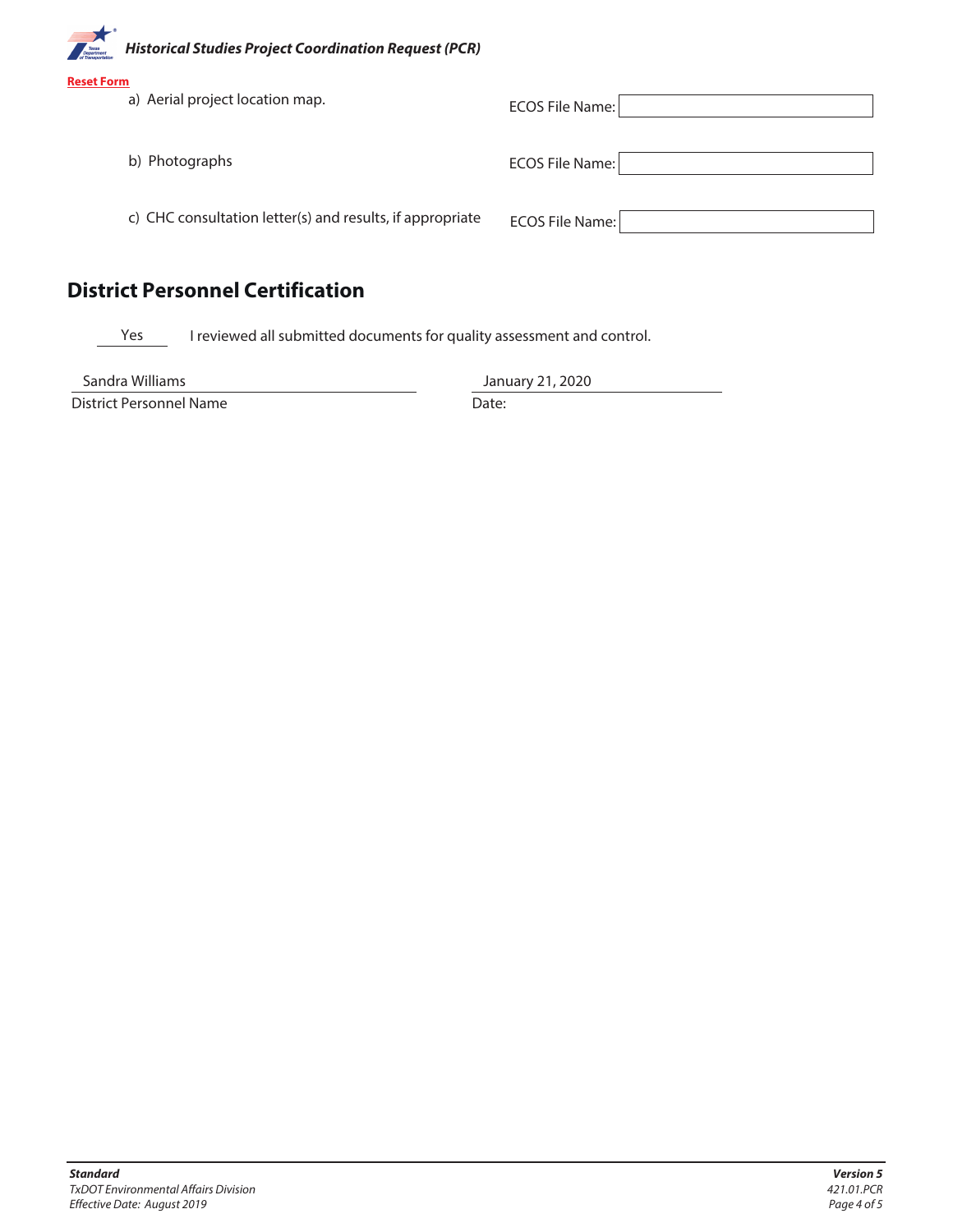Reset Form

a) Aerial project location map. ECOS File Name:

b) Photographs ECOS File Name:

c) CHC consultation letter(s) and results, if appropriate ECOS File Name:

## District Personnel Certification

Yes I reviewed all submitted documents for quality assessment and control.

| District Personnel Name | Date: |
| --- | --- |
| Sandra Williams | January 21, 2020 |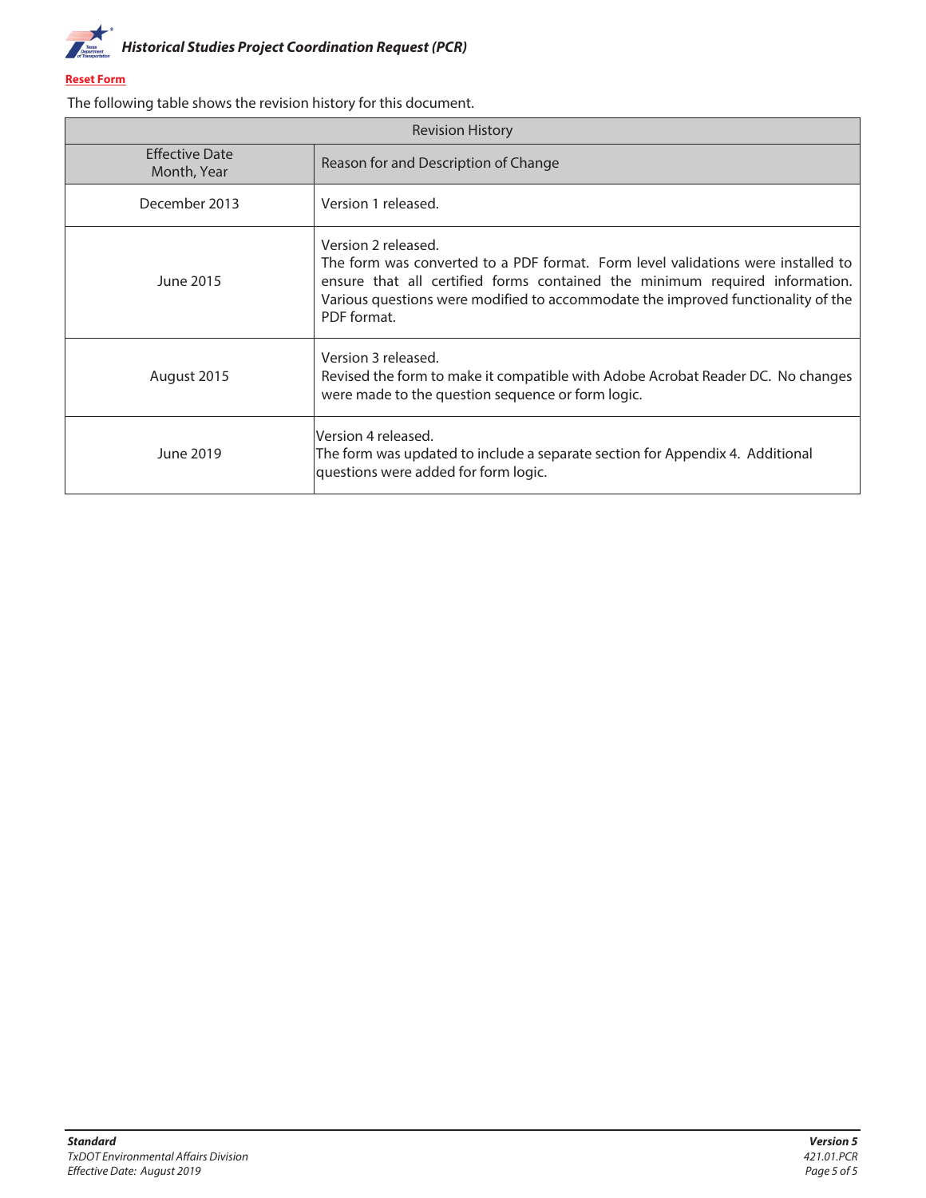Reset Form

The following table shows the revision history for this document.

| Revision History | |
|---|---|
| Effective Date Month, Year | Reason for and Description of Change |
| December 2013 | Version 1 released. |
| June 2015 | Version 2 released. The form was converted to a PDF format. Form level validations were installed to ensure that all certified forms contained the minimum required information. Various questions were modified to accommodate the improved functionality of the PDF format. |
| August 2015 | Version 3 released. Revised the form to make it compatible with Adobe Acrobat Reader DC. No changes were made to the question sequence or form logic. |
| June 2019 | Version 4 released. The form was updated to include a separate section for Appendix 4. Additional questions were added for form logic. |